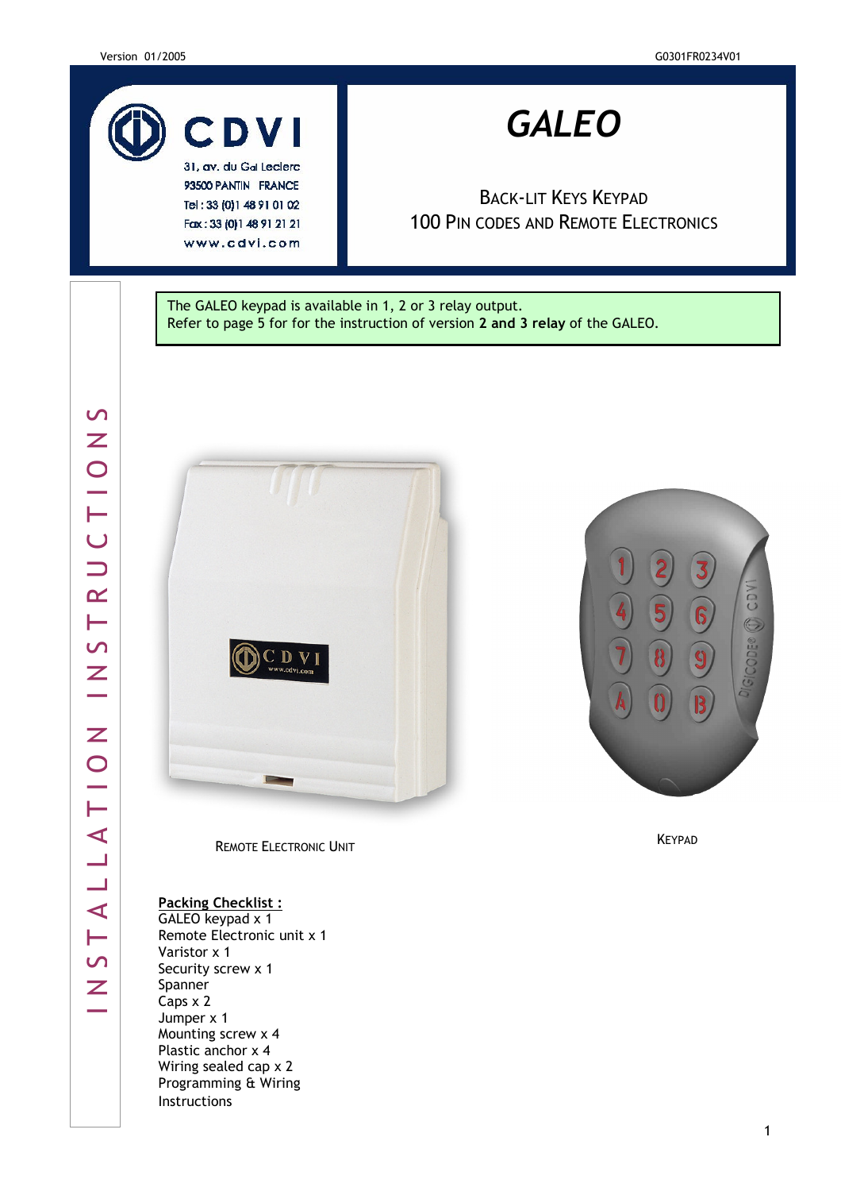Version 01/2005 G0301FR0234V01

CDVI
31, av. du Gal Leclerc
93500 PANTIN FRANCE
Tel : 33 (0)1 48 91 01 02
Fax : 33 (0)1 48 91 21 21
www.cdvi.com

# GALEO

## BACK-LIT KEYS KEYPAD
## 100 PIN CODES AND REMOTE ELECTRONICS

INSTALLATION INSTRUCTIONS

The GALEO keypad is available in 1, 2 or 3 relay output.
Refer to page 5 for for the instruction of version **2 and 3 relay** of the GALEO.

REMOTE ELECTRONIC UNIT

KEYPAD

**Packing Checklist :**

GALEO keypad x 1
Remote Electronic unit x 1
Varistor x 1
Security screw x 1
Spanner
Caps x 2
Jumper x 1
Mounting screw x 4
Plastic anchor x 4
Wiring sealed cap x 2
Programming & Wiring Instructions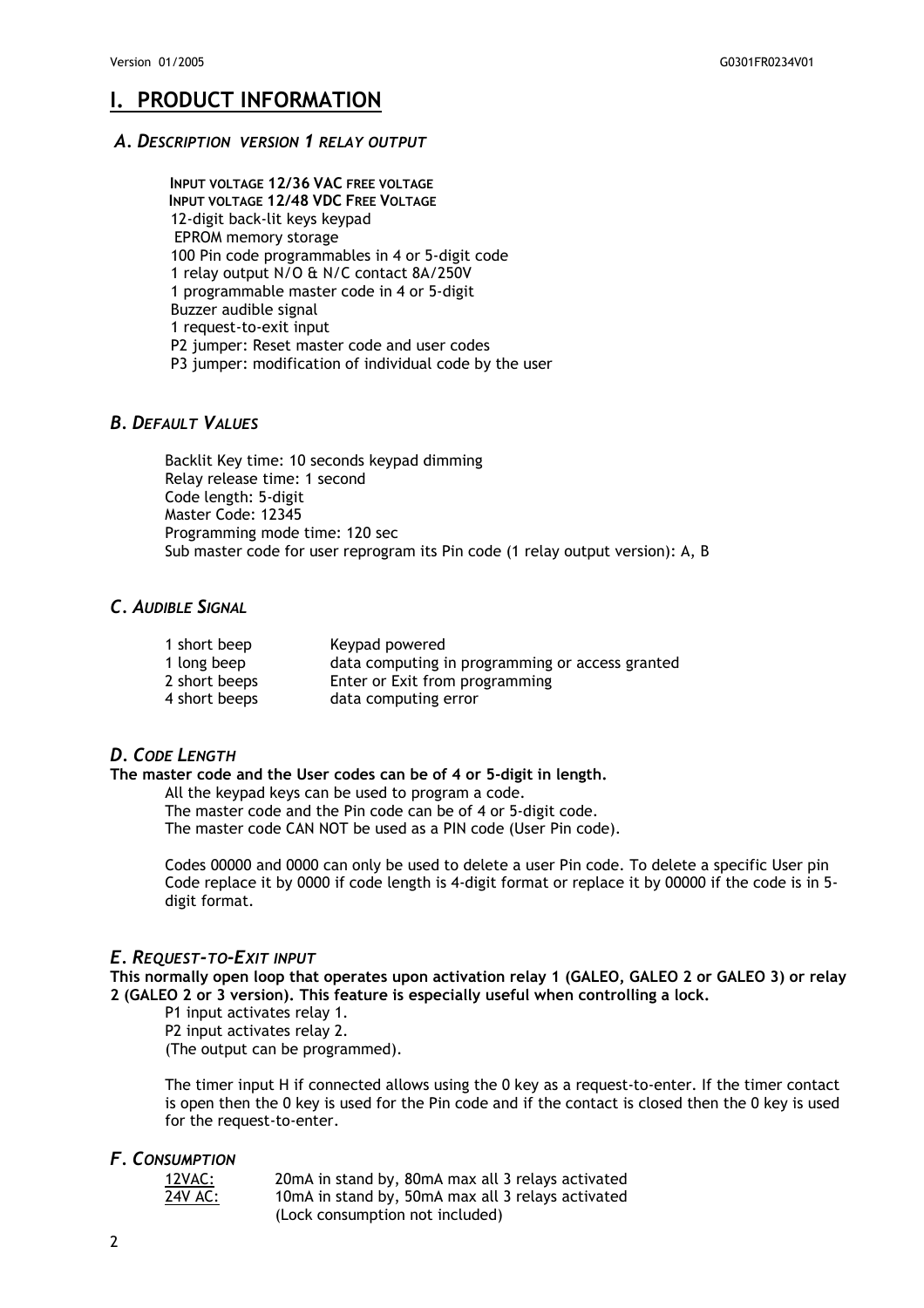# I. PRODUCT INFORMATION

## A. Description version 1 relay output

**Input voltage 12/36 VAC free voltage**
**Input voltage 12/48 VDC Free Voltage**
12-digit back-lit keys keypad
EPROM memory storage
100 Pin code programmables in 4 or 5-digit code
1 relay output N/O & N/C contact 8A/250V
1 programmable master code in 4 or 5-digit
Buzzer audible signal
1 request-to-exit input
P2 jumper: Reset master code and user codes
P3 jumper: modification of individual code by the user

## B. Default Values

Backlit Key time: 10 seconds keypad dimming
Relay release time: 1 second
Code length: 5-digit
Master Code: 12345
Programming mode time: 120 sec
Sub master code for user reprogram its Pin code (1 relay output version): A, B

## C. Audible Signal

| | |
|---|---|
| 1 short beep | Keypad powered |
| 1 long beep | data computing in programming or access granted |
| 2 short beeps | Enter or Exit from programming |
| 4 short beeps | data computing error |

## D. Code Length

**The master code and the User codes can be of 4 or 5-digit in length.**

All the keypad keys can be used to program a code.
The master code and the Pin code can be of 4 or 5-digit code.
The master code CAN NOT be used as a PIN code (User Pin code).

Codes 00000 and 0000 can only be used to delete a user Pin code. To delete a specific User pin Code replace it by 0000 if code length is 4-digit format or replace it by 00000 if the code is in 5-digit format.

## E. Request-to-Exit input

**This normally open loop that operates upon activation relay 1 (GALEO, GALEO 2 or GALEO 3) or relay 2 (GALEO 2 or 3 version). This feature is especially useful when controlling a lock.**

P1 input activates relay 1.
P2 input activates relay 2.
(The output can be programmed).

The timer input H if connected allows using the 0 key as a request-to-enter. If the timer contact is open then the 0 key is used for the Pin code and if the contact is closed then the 0 key is used for the request-to-enter.

## F. Consumption

| | |
|---|---|
| 12VAC: | 20mA in stand by, 80mA max all 3 relays activated |
| 24V AC: | 10mA in stand by, 50mA max all 3 relays activated |
| | (Lock consumption not included) |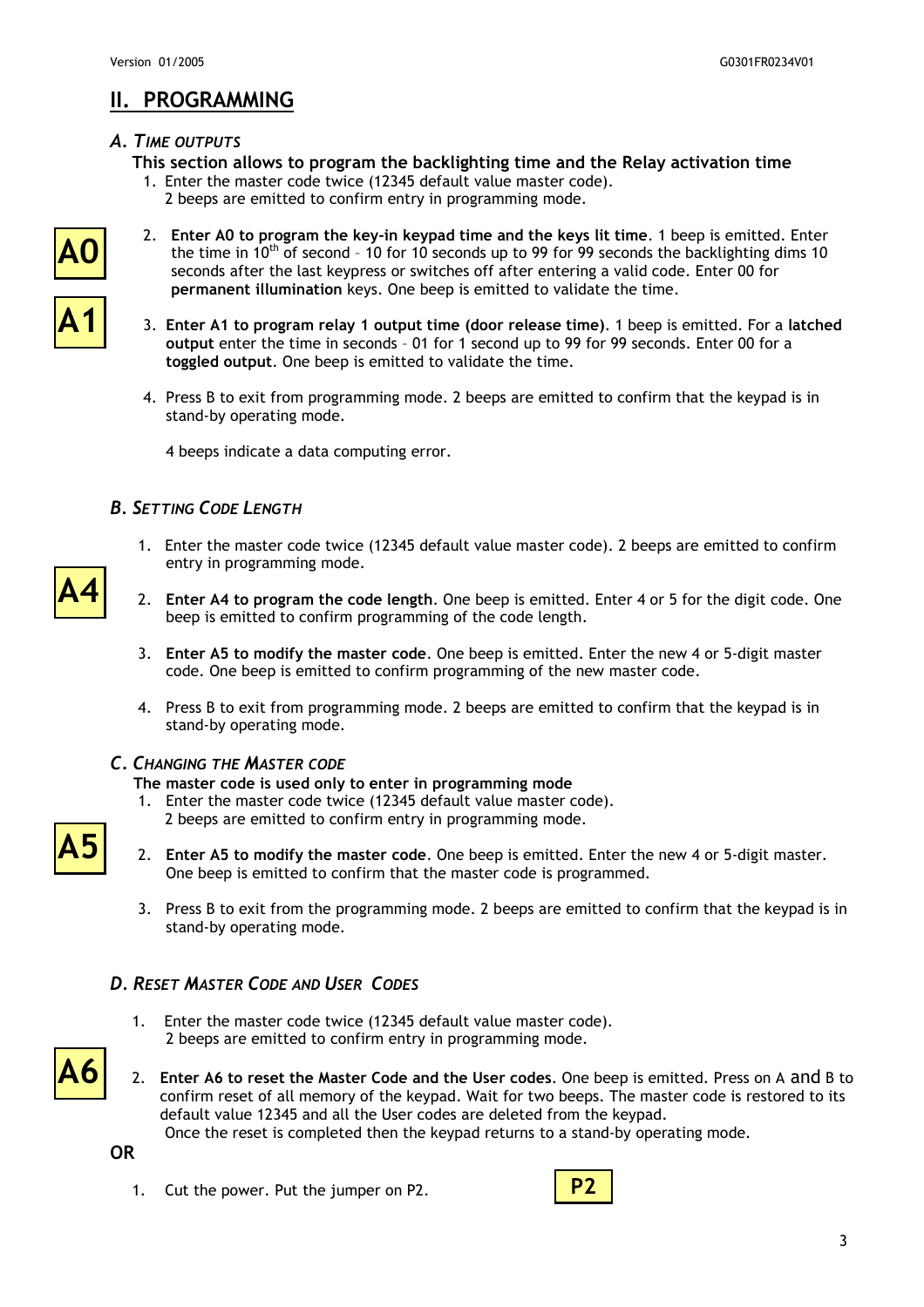## II. PROGRAMMING

### A. Time outputs

**This section allows to program the backlighting time and the Relay activation time**

1. Enter the master code twice (12345 default value master code).
   2 beeps are emitted to confirm entry in programming mode.

**A0**

2. **Enter A0 to program the key-in keypad time and the keys lit time**. 1 beep is emitted. Enter the time in 10th of second – 10 for 10 seconds up to 99 for 99 seconds the backlighting dims 10 seconds after the last keypress or switches off after entering a valid code. Enter 00 for **permanent illumination** keys. One beep is emitted to validate the time.

**A1**

3. **Enter A1 to program relay 1 output time (door release time)**. 1 beep is emitted. For a **latched output** enter the time in seconds – 01 for 1 second up to 99 for 99 seconds. Enter 00 for a **toggled output**. One beep is emitted to validate the time.

4. Press B to exit from programming mode. 2 beeps are emitted to confirm that the keypad is in stand-by operating mode.

   4 beeps indicate a data computing error.

### B. Setting Code Length

1. Enter the master code twice (12345 default value master code). 2 beeps are emitted to confirm entry in programming mode.

**A4**

2. **Enter A4 to program the code length**. One beep is emitted. Enter 4 or 5 for the digit code. One beep is emitted to confirm programming of the code length.

3. **Enter A5 to modify the master code**. One beep is emitted. Enter the new 4 or 5-digit master code. One beep is emitted to confirm programming of the new master code.

4. Press B to exit from programming mode. 2 beeps are emitted to confirm that the keypad is in stand-by operating mode.

### C. Changing the Master code

**The master code is used only to enter in programming mode**

1. Enter the master code twice (12345 default value master code).
   2 beeps are emitted to confirm entry in programming mode.

**A5**

2. **Enter A5 to modify the master code**. One beep is emitted. Enter the new 4 or 5-digit master. One beep is emitted to confirm that the master code is programmed.

3. Press B to exit from the programming mode. 2 beeps are emitted to confirm that the keypad is in stand-by operating mode.

### D. Reset Master Code and User Codes

1. Enter the master code twice (12345 default value master code).
   2 beeps are emitted to confirm entry in programming mode.

**A6**

2. **Enter A6 to reset the Master Code and the User codes**. One beep is emitted. Press on A and B to confirm reset of all memory of the keypad. Wait for two beeps. The master code is restored to its default value 12345 and all the User codes are deleted from the keypad.
   Once the reset is completed then the keypad returns to a stand-by operating mode.

**OR**

1. Cut the power. Put the jumper on P2.

**P2**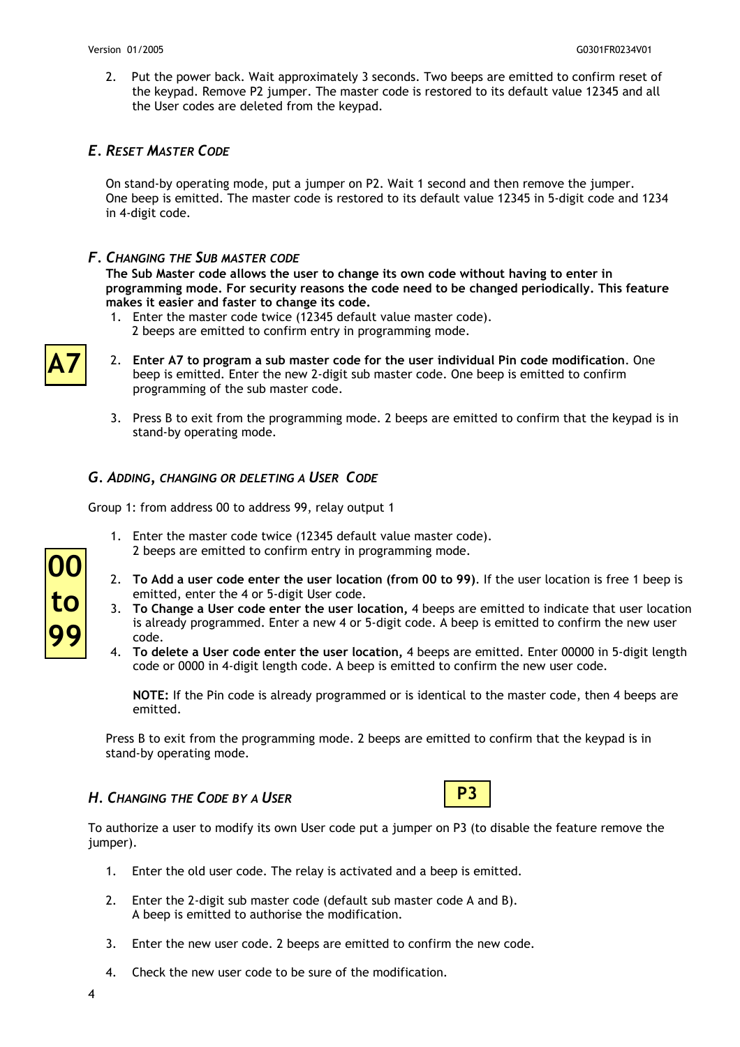2. Put the power back. Wait approximately 3 seconds. Two beeps are emitted to confirm reset of the keypad. Remove P2 jumper. The master code is restored to its default value 12345 and all the User codes are deleted from the keypad.

## E. *Reset Master Code*

On stand-by operating mode, put a jumper on P2. Wait 1 second and then remove the jumper. One beep is emitted. The master code is restored to its default value 12345 in 5-digit code and 1234 in 4-digit code.

## F. *Changing the Sub master code*

**The Sub Master code allows the user to change its own code without having to enter in programming mode. For security reasons the code need to be changed periodically. This feature makes it easier and faster to change its code.**

1. Enter the master code twice (12345 default value master code).
   2 beeps are emitted to confirm entry in programming mode.

**A7**

2. **Enter A7 to program a sub master code for the user individual Pin code modification**. One beep is emitted. Enter the new 2-digit sub master code. One beep is emitted to confirm programming of the sub master code.

3. Press B to exit from the programming mode. 2 beeps are emitted to confirm that the keypad is in stand-by operating mode.

## G. *Adding, changing or deleting a User Code*

Group 1: from address 00 to address 99, relay output 1

1. Enter the master code twice (12345 default value master code).
   2 beeps are emitted to confirm entry in programming mode.

**00 to 99**

2. **To Add a user code enter the user location (from 00 to 99)**. If the user location is free 1 beep is emitted, enter the 4 or 5-digit User code.
3. **To Change a User code enter the user location,** 4 beeps are emitted to indicate that user location is already programmed. Enter a new 4 or 5-digit code. A beep is emitted to confirm the new user code.
4. **To delete a User code enter the user location,** 4 beeps are emitted. Enter 00000 in 5-digit length code or 0000 in 4-digit length code. A beep is emitted to confirm the new user code.

   **NOTE:** If the Pin code is already programmed or is identical to the master code, then 4 beeps are emitted.

Press B to exit from the programming mode. 2 beeps are emitted to confirm that the keypad is in stand-by operating mode.

## H. *Changing the Code by a User*

**P3**

To authorize a user to modify its own User code put a jumper on P3 (to disable the feature remove the jumper).

1. Enter the old user code. The relay is activated and a beep is emitted.

2. Enter the 2-digit sub master code (default sub master code A and B).
   A beep is emitted to authorise the modification.

3. Enter the new user code. 2 beeps are emitted to confirm the new code.

4. Check the new user code to be sure of the modification.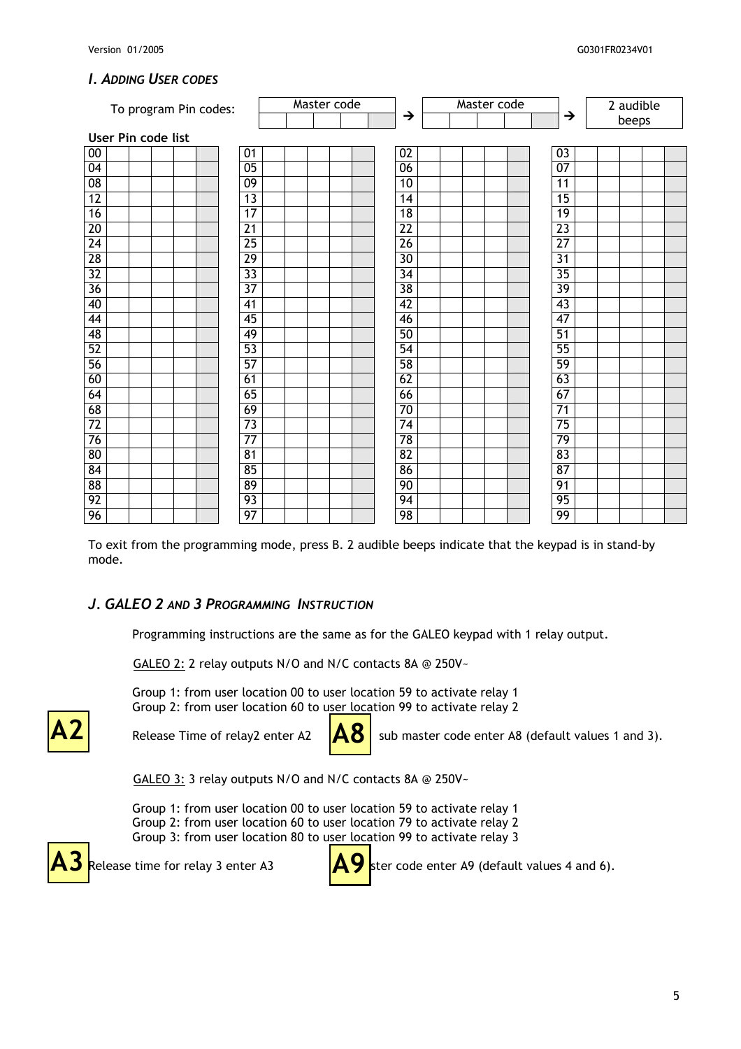Version 01/2005 G0301FR0234V01

## I. ADDING USER CODES

To program Pin codes:

| Master code | | | | | → | Master code | | | | | → | 2 audible beeps |
|---|---|---|---|---|---|---|---|---|---|---|---|---|
| | | | | | | | | | | | | |

**User Pin code list**

| | | | | | | | | | | | | | | | | | | | | | | | |
|---|---|---|---|---|---|---|---|---|---|---|---|---|---|---|---|---|---|---|---|---|---|---|---|
| 00 | | | | | | 01 | | | | | | 02 | | | | | | 03 | | | | | |
| 04 | | | | | | 05 | | | | | | 06 | | | | | | 07 | | | | | |
| 08 | | | | | | 09 | | | | | | 10 | | | | | | 11 | | | | | |
| 12 | | | | | | 13 | | | | | | 14 | | | | | | 15 | | | | | |
| 16 | | | | | | 17 | | | | | | 18 | | | | | | 19 | | | | | |
| 20 | | | | | | 21 | | | | | | 22 | | | | | | 23 | | | | | |
| 24 | | | | | | 25 | | | | | | 26 | | | | | | 27 | | | | | |
| 28 | | | | | | 29 | | | | | | 30 | | | | | | 31 | | | | | |
| 32 | | | | | | 33 | | | | | | 34 | | | | | | 35 | | | | | |
| 36 | | | | | | 37 | | | | | | 38 | | | | | | 39 | | | | | |
| 40 | | | | | | 41 | | | | | | 42 | | | | | | 43 | | | | | |
| 44 | | | | | | 45 | | | | | | 46 | | | | | | 47 | | | | | |
| 48 | | | | | | 49 | | | | | | 50 | | | | | | 51 | | | | | |
| 52 | | | | | | 53 | | | | | | 54 | | | | | | 55 | | | | | |
| 56 | | | | | | 57 | | | | | | 58 | | | | | | 59 | | | | | |
| 60 | | | | | | 61 | | | | | | 62 | | | | | | 63 | | | | | |
| 64 | | | | | | 65 | | | | | | 66 | | | | | | 67 | | | | | |
| 68 | | | | | | 69 | | | | | | 70 | | | | | | 71 | | | | | |
| 72 | | | | | | 73 | | | | | | 74 | | | | | | 75 | | | | | |
| 76 | | | | | | 77 | | | | | | 78 | | | | | | 79 | | | | | |
| 80 | | | | | | 81 | | | | | | 82 | | | | | | 83 | | | | | |
| 84 | | | | | | 85 | | | | | | 86 | | | | | | 87 | | | | | |
| 88 | | | | | | 89 | | | | | | 90 | | | | | | 91 | | | | | |
| 92 | | | | | | 93 | | | | | | 94 | | | | | | 95 | | | | | |
| 96 | | | | | | 97 | | | | | | 98 | | | | | | 99 | | | | | |

To exit from the programming mode, press B. 2 audible beeps indicate that the keypad is in stand-by mode.

## J. GALEO 2 AND 3 PROGRAMMING INSTRUCTION

Programming instructions are the same as for the GALEO keypad with 1 relay output.

GALEO 2: 2 relay outputs N/O and N/C contacts 8A @ 250V~

Group 1: from user location 00 to user location 59 to activate relay 1
Group 2: from user location 60 to user location 99 to activate relay 2

**A2** Release Time of relay2 enter A2

**A8** sub master code enter A8 (default values 1 and 3).

GALEO 3: 3 relay outputs N/O and N/C contacts 8A @ 250V~

Group 1: from user location 00 to user location 59 to activate relay 1
Group 2: from user location 60 to user location 79 to activate relay 2
Group 3: from user location 80 to user location 99 to activate relay 3

**A3** Release time for relay 3 enter A3

**A9** ster code enter A9 (default values 4 and 6).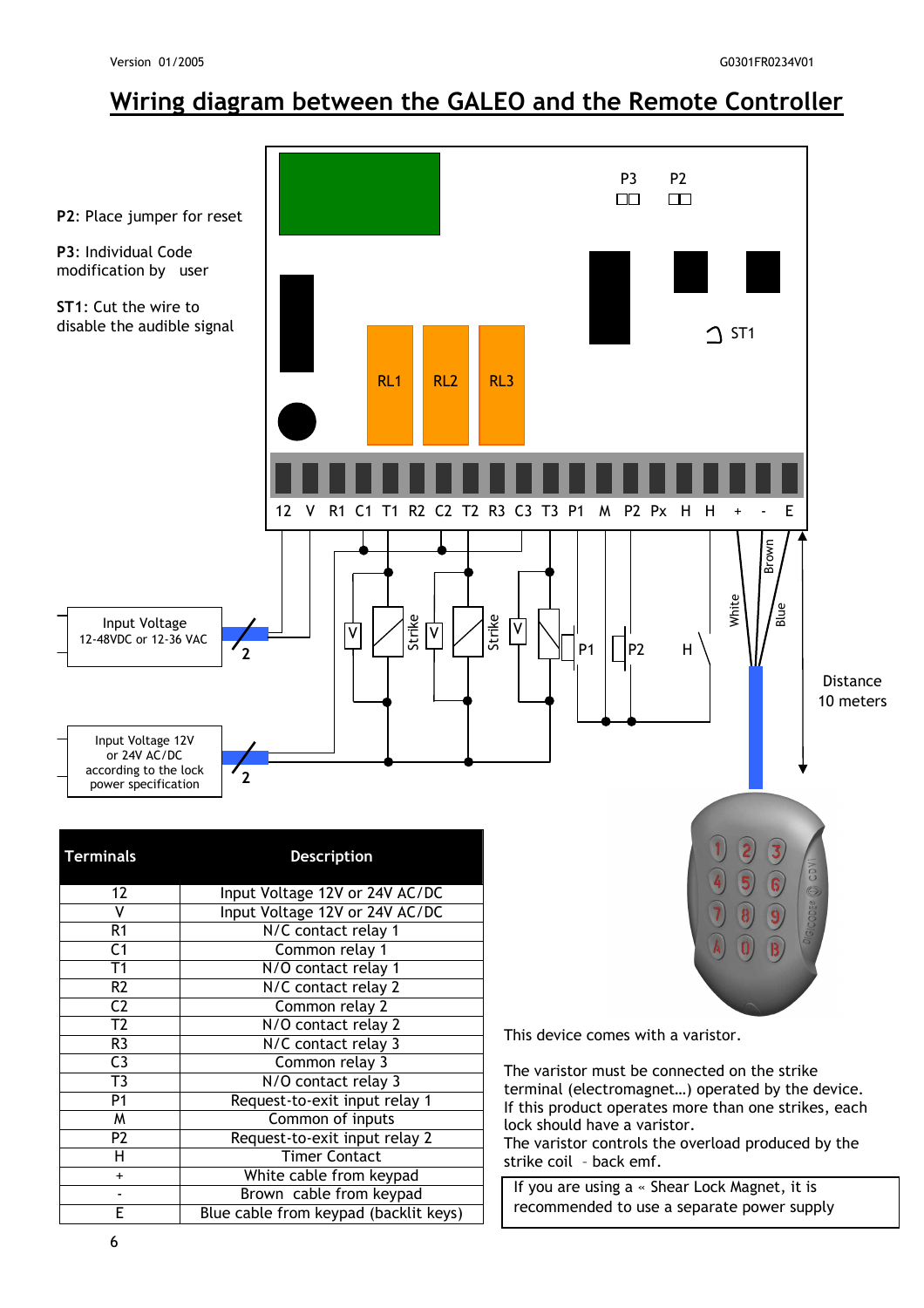# Wiring diagram between the GALEO and the Remote Controller

**P2**: Place jumper for reset

**P3**: Individual Code modification by user

**ST1**: Cut the wire to disable the audible signal

P3 P2

ST1

RL1 RL2 RL3

12 V R1 C1 T1 R2 C2 T2 R3 C3 T3 P1 M P2 Px H H + - E

Input Voltage
12-48VDC or 12-36 VAC

2

Input Voltage 12V or 24V AC/DC according to the lock power specification

2

V Strike V Strike V P1 P2 H

White Brown Blue

Distance 10 meters

| Terminals | Description |
|---|---|
| 12 | Input Voltage 12V or 24V AC/DC |
| V | Input Voltage 12V or 24V AC/DC |
| R1 | N/C contact relay 1 |
| C1 | Common relay 1 |
| T1 | N/O contact relay 1 |
| R2 | N/C contact relay 2 |
| C2 | Common relay 2 |
| T2 | N/O contact relay 2 |
| R3 | N/C contact relay 3 |
| C3 | Common relay 3 |
| T3 | N/O contact relay 3 |
| P1 | Request-to-exit input relay 1 |
| M | Common of inputs |
| P2 | Request-to-exit input relay 2 |
| H | Timer Contact |
| + | White cable from keypad |
| - | Brown cable from keypad |
| E | Blue cable from keypad (backlit keys) |

This device comes with a varistor.

The varistor must be connected on the strike terminal (electromagnet…) operated by the device. If this product operates more than one strikes, each lock should have a varistor.
The varistor controls the overload produced by the strike coil – back emf.

If you are using a « Shear Lock Magnet, it is recommended to use a separate power supply